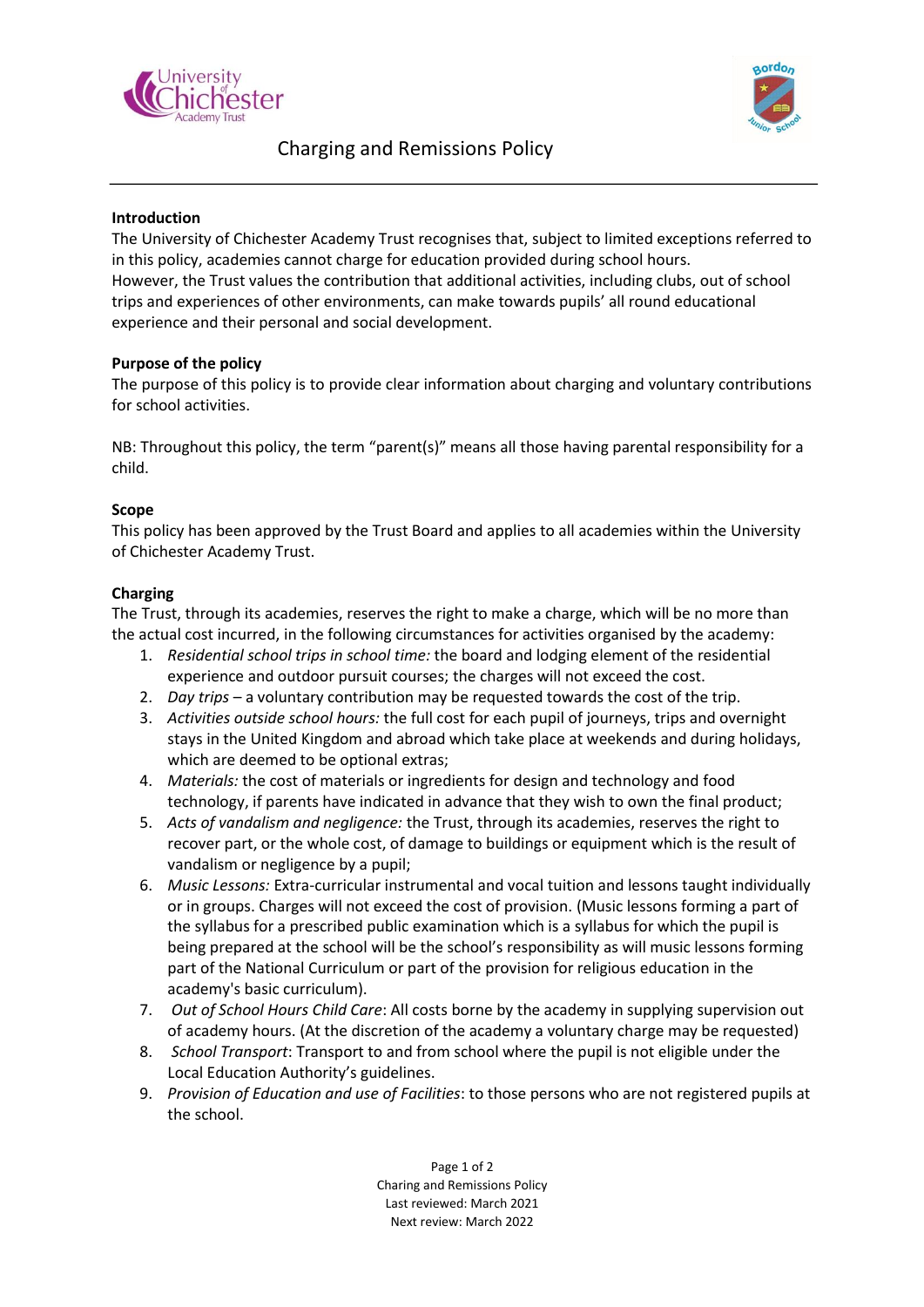# Charging and Remissions Policy

**Introduction**

The University of Chichester Academy Trust recognises that, subject to limited exceptions referred to in this policy, academies cannot charge for education provided during school hours.
However, the Trust values the contribution that additional activities, including clubs, out of school trips and experiences of other environments, can make towards pupils' all round educational experience and their personal and social development.

**Purpose of the policy**

The purpose of this policy is to provide clear information about charging and voluntary contributions for school activities.

NB: Throughout this policy, the term "parent(s)" means all those having parental responsibility for a child.

**Scope**

This policy has been approved by the Trust Board and applies to all academies within the University of Chichester Academy Trust.

**Charging**

The Trust, through its academies, reserves the right to make a charge, which will be no more than the actual cost incurred, in the following circumstances for activities organised by the academy:

1. *Residential school trips in school time:* the board and lodging element of the residential experience and outdoor pursuit courses; the charges will not exceed the cost.
2. *Day trips* – a voluntary contribution may be requested towards the cost of the trip.
3. *Activities outside school hours:* the full cost for each pupil of journeys, trips and overnight stays in the United Kingdom and abroad which take place at weekends and during holidays, which are deemed to be optional extras;
4. *Materials:* the cost of materials or ingredients for design and technology and food technology, if parents have indicated in advance that they wish to own the final product;
5. *Acts of vandalism and negligence:* the Trust, through its academies, reserves the right to recover part, or the whole cost, of damage to buildings or equipment which is the result of vandalism or negligence by a pupil;
6. *Music Lessons:* Extra-curricular instrumental and vocal tuition and lessons taught individually or in groups. Charges will not exceed the cost of provision. (Music lessons forming a part of the syllabus for a prescribed public examination which is a syllabus for which the pupil is being prepared at the school will be the school's responsibility as will music lessons forming part of the National Curriculum or part of the provision for religious education in the academy's basic curriculum).
7. *Out of School Hours Child Care*: All costs borne by the academy in supplying supervision out of academy hours. (At the discretion of the academy a voluntary charge may be requested)
8. *School Transport*: Transport to and from school where the pupil is not eligible under the Local Education Authority's guidelines.
9. *Provision of Education and use of Facilities*: to those persons who are not registered pupils at the school.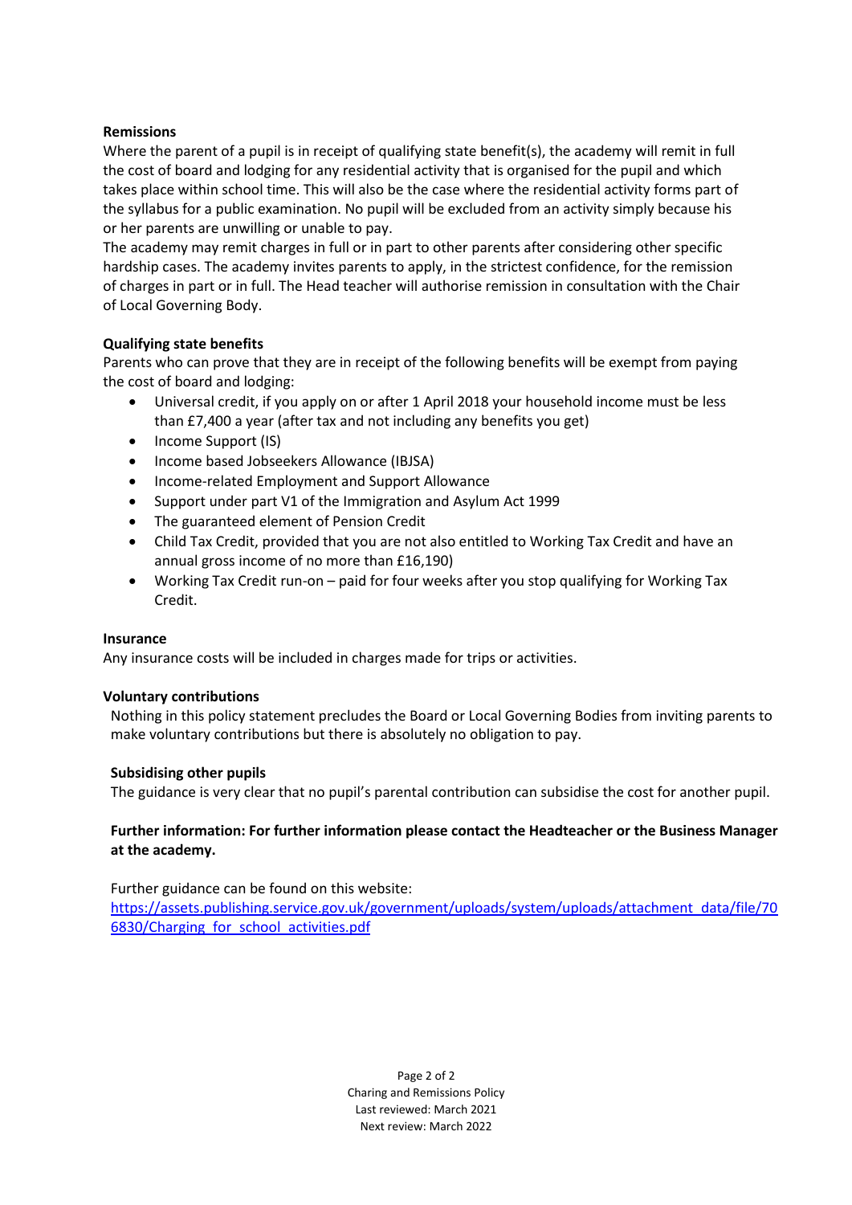**Remissions**

Where the parent of a pupil is in receipt of qualifying state benefit(s), the academy will remit in full the cost of board and lodging for any residential activity that is organised for the pupil and which takes place within school time. This will also be the case where the residential activity forms part of the syllabus for a public examination. No pupil will be excluded from an activity simply because his or her parents are unwilling or unable to pay.

The academy may remit charges in full or in part to other parents after considering other specific hardship cases. The academy invites parents to apply, in the strictest confidence, for the remission of charges in part or in full. The Head teacher will authorise remission in consultation with the Chair of Local Governing Body.

**Qualifying state benefits**

Parents who can prove that they are in receipt of the following benefits will be exempt from paying the cost of board and lodging:

- Universal credit, if you apply on or after 1 April 2018 your household income must be less than £7,400 a year (after tax and not including any benefits you get)
- Income Support (IS)
- Income based Jobseekers Allowance (IBJSA)
- Income-related Employment and Support Allowance
- Support under part V1 of the Immigration and Asylum Act 1999
- The guaranteed element of Pension Credit
- Child Tax Credit, provided that you are not also entitled to Working Tax Credit and have an annual gross income of no more than £16,190)
- Working Tax Credit run-on – paid for four weeks after you stop qualifying for Working Tax Credit.

**Insurance**

Any insurance costs will be included in charges made for trips or activities.

**Voluntary contributions**

Nothing in this policy statement precludes the Board or Local Governing Bodies from inviting parents to make voluntary contributions but there is absolutely no obligation to pay.

**Subsidising other pupils**

The guidance is very clear that no pupil's parental contribution can subsidise the cost for another pupil.

**Further information: For further information please contact the Headteacher or the Business Manager at the academy.**

Further guidance can be found on this website:
https://assets.publishing.service.gov.uk/government/uploads/system/uploads/attachment_data/file/706830/Charging_for_school_activities.pdf